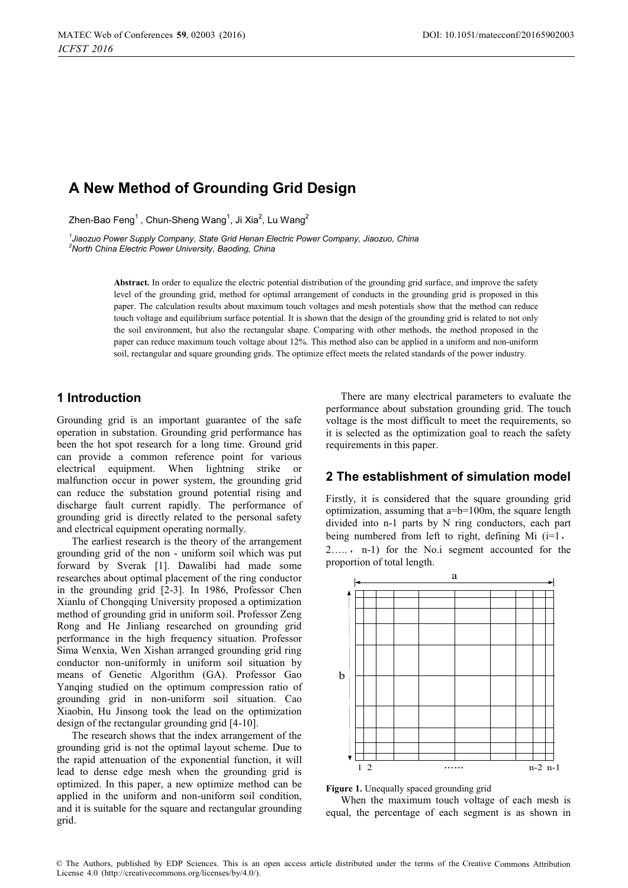# A New Method of Grounding Grid Design

Zhen-Bao Feng[1], Chun-Sheng Wang[1], Ji Xia[2], Lu Wang[2]

[1]*Jiaozuo Power Supply Company, State Grid Henan Electric Power Company, Jiaozuo, China*
[2]*North China Electric Power University, Baoding, China*

**Abstract.** In order to equalize the electric potential distribution of the grounding grid surface, and improve the safety level of the grounding grid, method for optimal arrangement of conducts in the grounding grid is proposed in this paper. The calculation results about maximum touch voltages and mesh potentials show that the method can reduce touch voltage and equilibrium surface potential. It is shown that the design of the grounding grid is related to not only the soil environment, but also the rectangular shape. Comparing with other methods, the method proposed in the paper can reduce maximum touch voltage about 12%. This method also can be applied in a uniform and non-uniform soil, rectangular and square grounding grids. The optimize effect meets the related standards of the power industry.

## 1 Introduction

Grounding grid is an important guarantee of the safe operation in substation. Grounding grid performance has been the hot spot research for a long time. Ground grid can provide a common reference point for various electrical equipment. When lightning strike or malfunction occur in power system, the grounding grid can reduce the substation ground potential rising and discharge fault current rapidly. The performance of grounding grid is directly related to the personal safety and electrical equipment operating normally.

The earliest research is the theory of the arrangement grounding grid of the non - uniform soil which was put forward by Sverak [1]. Dawalibi had made some researches about optimal placement of the ring conductor in the grounding grid [2-3]. In 1986, Professor Chen Xianlu of Chongqing University proposed a optimization method of grounding grid in uniform soil. Professor Zeng Rong and He Jinliang researched on grounding grid performance in the high frequency situation. Professor Sima Wenxia, Wen Xishan arranged grounding grid ring conductor non-uniformly in uniform soil situation by means of Genetic Algorithm (GA). Professor Gao Yanqing studied on the optimum compression ratio of grounding grid in non-uniform soil situation. Cao Xiaobin, Hu Jinsong took the lead on the optimization design of the rectangular grounding grid [4-10].

The research shows that the index arrangement of the grounding grid is not the optimal layout scheme. Due to the rapid attenuation of the exponential function, it will lead to dense edge mesh when the grounding grid is optimized. In this paper, a new optimize method can be applied in the uniform and non-uniform soil condition, and it is suitable for the square and rectangular grounding grid.

There are many electrical parameters to evaluate the performance about substation grounding grid. The touch voltage is the most difficult to meet the requirements, so it is selected as the optimization goal to reach the safety requirements in this paper.

## 2 The establishment of simulation model

Firstly, it is considered that the square grounding grid optimization, assuming that a=b=100m, the square length divided into n-1 parts by N ring conductors, each part being numbered from left to right, defining Mi (i=1， 2….， n-1) for the No.i segment accounted for the proportion of total length.

**Figure 1.** Unequally spaced grounding grid

When the maximum touch voltage of each mesh is equal, the percentage of each segment is as shown in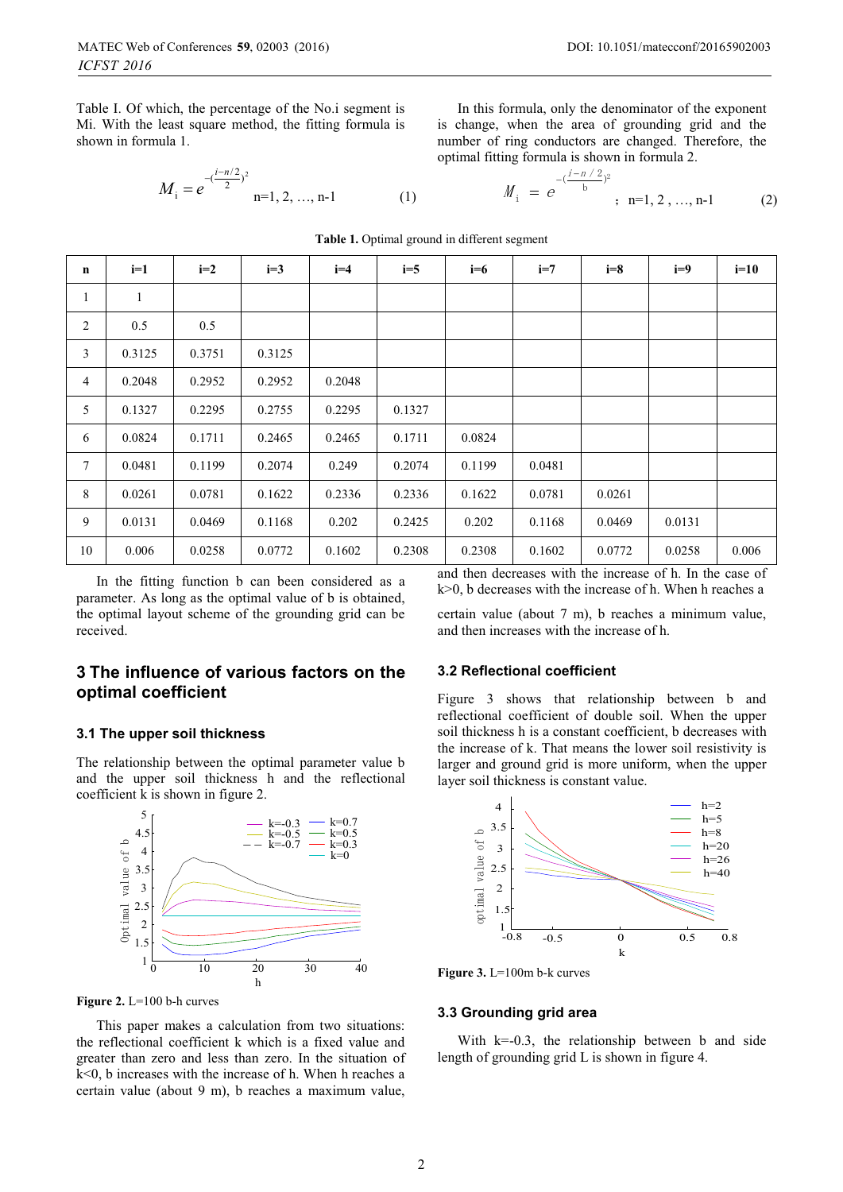Table I. Of which, the percentage of the No.i segment is Mi. With the least square method, the fitting formula is shown in formula 1.

$$M_i = e^{-(\frac{i-n/2}{2})^2} \quad n=1, 2, \ldots, n-1 \qquad (1)$$

In this formula, only the denominator of the exponent is change, when the area of grounding grid and the number of ring conductors are changed. Therefore, the optimal fitting formula is shown in formula 2.

$$M_i = e^{-(\frac{i-n/2}{b})^2}; \quad n=1, 2, \ldots, n-1 \qquad (2)$$

**Table 1.** Optimal ground in different segment

| n | i=1 | i=2 | i=3 | i=4 | i=5 | i=6 | i=7 | i=8 | i=9 | i=10 |
|---|---|---|---|---|---|---|---|---|---|---|
| 1 | 1 | | | | | | | | | |
| 2 | 0.5 | 0.5 | | | | | | | | |
| 3 | 0.3125 | 0.3751 | 0.3125 | | | | | | | |
| 4 | 0.2048 | 0.2952 | 0.2952 | 0.2048 | | | | | | |
| 5 | 0.1327 | 0.2295 | 0.2755 | 0.2295 | 0.1327 | | | | | |
| 6 | 0.0824 | 0.1711 | 0.2465 | 0.2465 | 0.1711 | 0.0824 | | | | |
| 7 | 0.0481 | 0.1199 | 0.2074 | 0.249 | 0.2074 | 0.1199 | 0.0481 | | | |
| 8 | 0.0261 | 0.0781 | 0.1622 | 0.2336 | 0.2336 | 0.1622 | 0.0781 | 0.0261 | | |
| 9 | 0.0131 | 0.0469 | 0.1168 | 0.202 | 0.2425 | 0.202 | 0.1168 | 0.0469 | 0.0131 | |
| 10 | 0.006 | 0.0258 | 0.0772 | 0.1602 | 0.2308 | 0.2308 | 0.1602 | 0.0772 | 0.0258 | 0.006 |

In the fitting function b can been considered as a parameter. As long as the optimal value of b is obtained, the optimal layout scheme of the grounding grid can be received.

## 3 The influence of various factors on the optimal coefficient

### 3.1 The upper soil thickness

The relationship between the optimal parameter value b and the upper soil thickness h and the reflectional coefficient k is shown in figure 2.

**Figure 2.** L=100 b-h curves

This paper makes a calculation from two situations: the reflectional coefficient k which is a fixed value and greater than zero and less than zero. In the situation of k<0, b increases with the increase of h. When h reaches a certain value (about 9 m), b reaches a maximum value, and then decreases with the increase of h. In the case of k>0, b decreases with the increase of h. When h reaches a certain value (about 7 m), b reaches a minimum value, and then increases with the increase of h.

### 3.2 Reflectional coefficient

Figure 3 shows that relationship between b and reflectional coefficient of double soil. When the upper soil thickness h is a constant coefficient, b decreases with the increase of k. That means the lower soil resistivity is larger and ground grid is more uniform, when the upper layer soil thickness is constant value.

**Figure 3.** L=100m b-k curves

### 3.3 Grounding grid area

With k=-0.3, the relationship between b and side length of grounding grid L is shown in figure 4.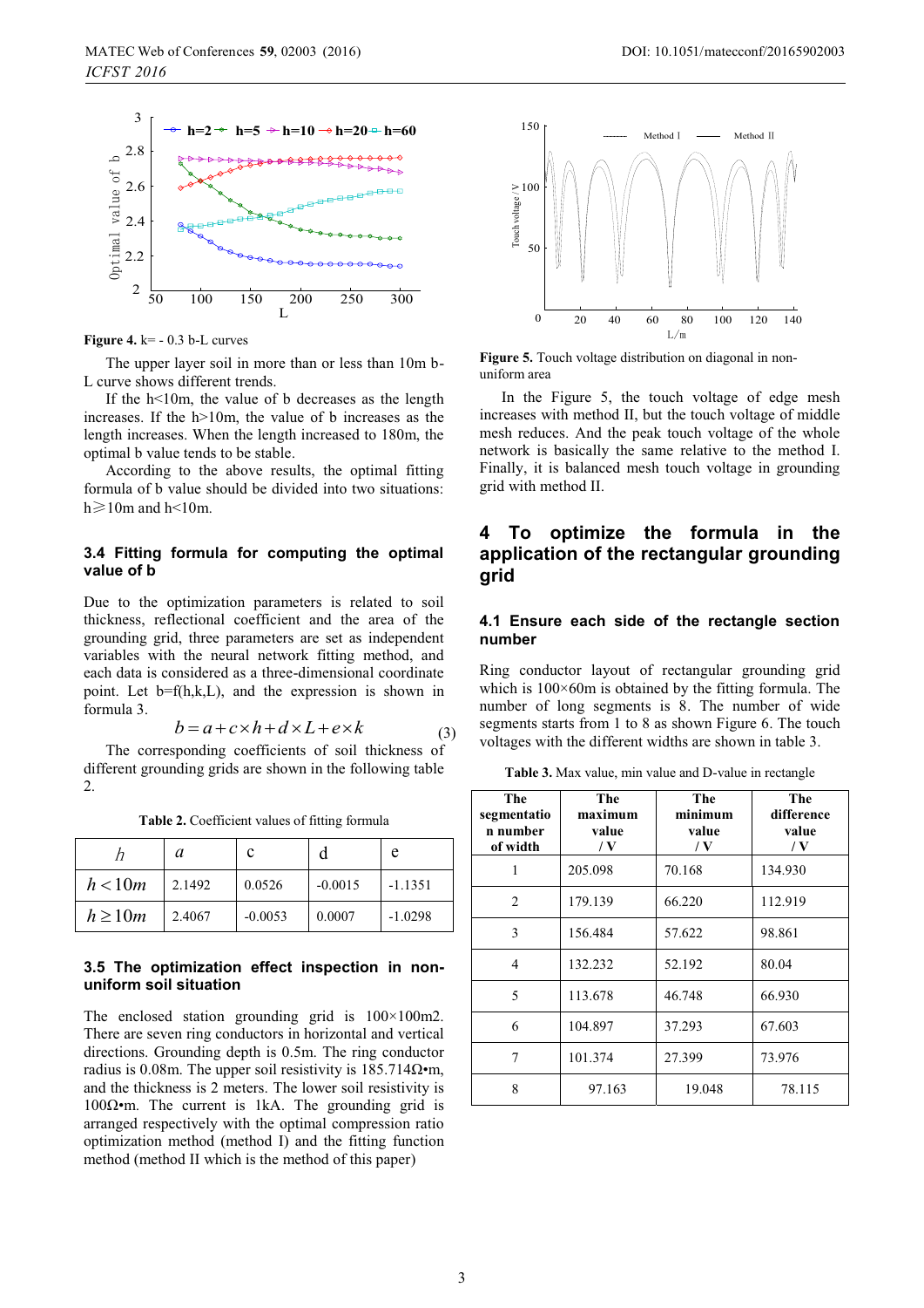Figure 4. k= - 0.3 b-L curves

The upper layer soil in more than or less than 10m b-L curve shows different trends.

If the h<10m, the value of b decreases as the length increases. If the h>10m, the value of b increases as the length increases. When the length increased to 180m, the optimal b value tends to be stable.

According to the above results, the optimal fitting formula of b value should be divided into two situations: h≥10m and h<10m.

### 3.4 Fitting formula for computing the optimal value of b

Due to the optimization parameters is related to soil thickness, reflectional coefficient and the area of the grounding grid, three parameters are set as independent variables with the neural network fitting method, and each data is considered as a three-dimensional coordinate point. Let b=f(h,k,L), and the expression is shown in formula 3.

$$b = a + c \times h + d \times L + e \times k \tag{3}$$

The corresponding coefficients of soil thickness of different grounding grids are shown in the following table 2.

Table 2. Coefficient values of fitting formula

| $h$ | $a$ | c | d | e |
|---|---|---|---|---|
| $h < 10m$ | 2.1492 | 0.0526 | -0.0015 | -1.1351 |
| $h \geq 10m$ | 2.4067 | -0.0053 | 0.0007 | -1.0298 |

### 3.5 The optimization effect inspection in non-uniform soil situation

The enclosed station grounding grid is 100×100m2. There are seven ring conductors in horizontal and vertical directions. Grounding depth is 0.5m. The ring conductor radius is 0.08m. The upper soil resistivity is 185.714Ω•m, and the thickness is 2 meters. The lower soil resistivity is 100Ω•m. The current is 1kA. The grounding grid is arranged respectively with the optimal compression ratio optimization method (method I) and the fitting function method (method II which is the method of this paper)

Figure 5. Touch voltage distribution on diagonal in non-uniform area

In the Figure 5, the touch voltage of edge mesh increases with method II, but the touch voltage of middle mesh reduces. And the peak touch voltage of the whole network is basically the same relative to the method I. Finally, it is balanced mesh touch voltage in grounding grid with method II.

## 4 To optimize the formula in the application of the rectangular grounding grid

### 4.1 Ensure each side of the rectangle section number

Ring conductor layout of rectangular grounding grid which is 100×60m is obtained by the fitting formula. The number of long segments is 8. The number of wide segments starts from 1 to 8 as shown Figure 6. The touch voltages with the different widths are shown in table 3.

Table 3. Max value, min value and D-value in rectangle

| The segmentation number of width | The maximum value / V | The minimum value / V | The difference value / V |
|---|---|---|---|
| 1 | 205.098 | 70.168 | 134.930 |
| 2 | 179.139 | 66.220 | 112.919 |
| 3 | 156.484 | 57.622 | 98.861 |
| 4 | 132.232 | 52.192 | 80.04 |
| 5 | 113.678 | 46.748 | 66.930 |
| 6 | 104.897 | 37.293 | 67.603 |
| 7 | 101.374 | 27.399 | 73.976 |
| 8 | 97.163 | 19.048 | 78.115 |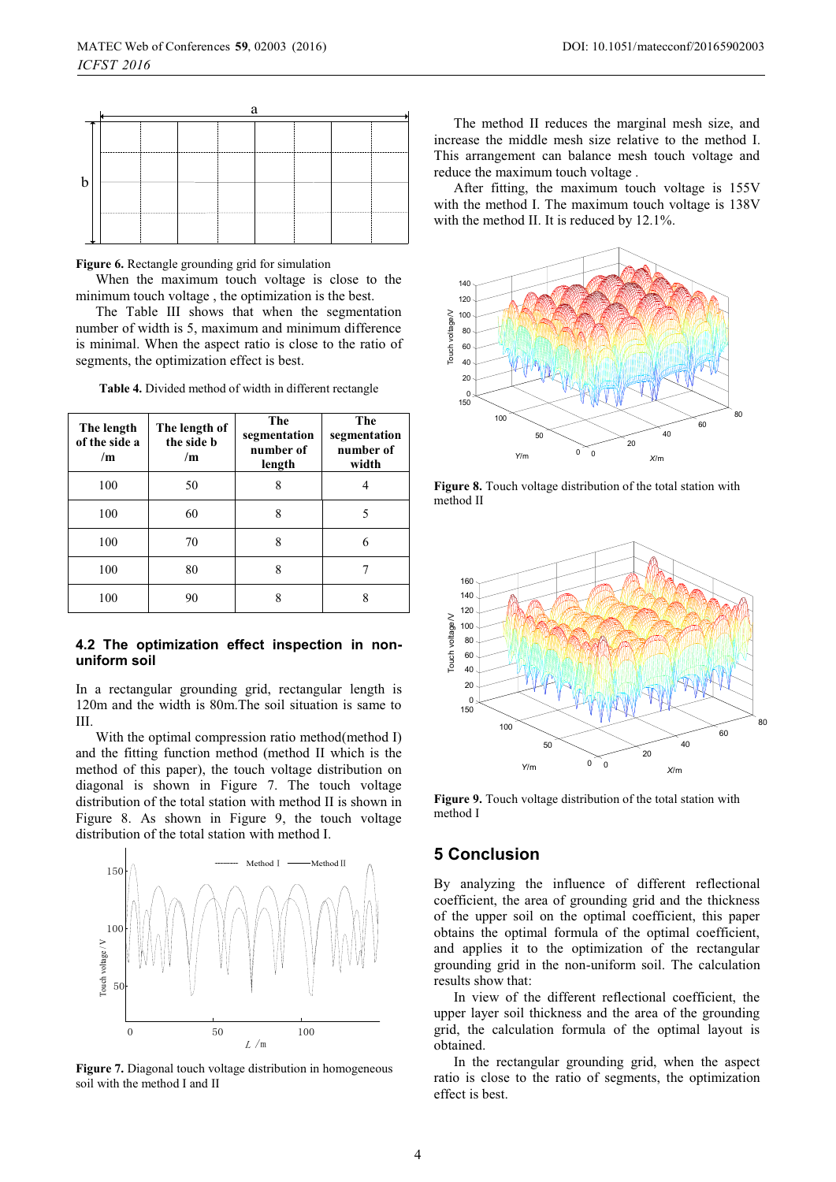Figure 6. Rectangle grounding grid for simulation

When the maximum touch voltage is close to the minimum touch voltage , the optimization is the best.

The Table III shows that when the segmentation number of width is 5, maximum and minimum difference is minimal. When the aspect ratio is close to the ratio of segments, the optimization effect is best.

**Table 4.** Divided method of width in different rectangle

| The length of the side a /m | The length of the side b /m | The segmentation number of length | The segmentation number of width |
|---|---|---|---|
| 100 | 50 | 8 | 4 |
| 100 | 60 | 8 | 5 |
| 100 | 70 | 8 | 6 |
| 100 | 80 | 8 | 7 |
| 100 | 90 | 8 | 8 |

### 4.2 The optimization effect inspection in non-uniform soil

In a rectangular grounding grid, rectangular length is 120m and the width is 80m.The soil situation is same to III.

With the optimal compression ratio method(method I) and the fitting function method (method II which is the method of this paper), the touch voltage distribution on diagonal is shown in Figure 7. The touch voltage distribution of the total station with method II is shown in Figure 8. As shown in Figure 9, the touch voltage distribution of the total station with method I.

**Figure 7.** Diagonal touch voltage distribution in homogeneous soil with the method I and II

The method II reduces the marginal mesh size, and increase the middle mesh size relative to the method I. This arrangement can balance mesh touch voltage and reduce the maximum touch voltage .

After fitting, the maximum touch voltage is 155V with the method I. The maximum touch voltage is 138V with the method II. It is reduced by 12.1%.

**Figure 8.** Touch voltage distribution of the total station with method II

**Figure 9.** Touch voltage distribution of the total station with method I

## 5 Conclusion

By analyzing the influence of different reflectional coefficient, the area of grounding grid and the thickness of the upper soil on the optimal coefficient, this paper obtains the optimal formula of the optimal coefficient, and applies it to the optimization of the rectangular grounding grid in the non-uniform soil. The calculation results show that:

In view of the different reflectional coefficient, the upper layer soil thickness and the area of the grounding grid, the calculation formula of the optimal layout is obtained.

In the rectangular grounding grid, when the aspect ratio is close to the ratio of segments, the optimization effect is best.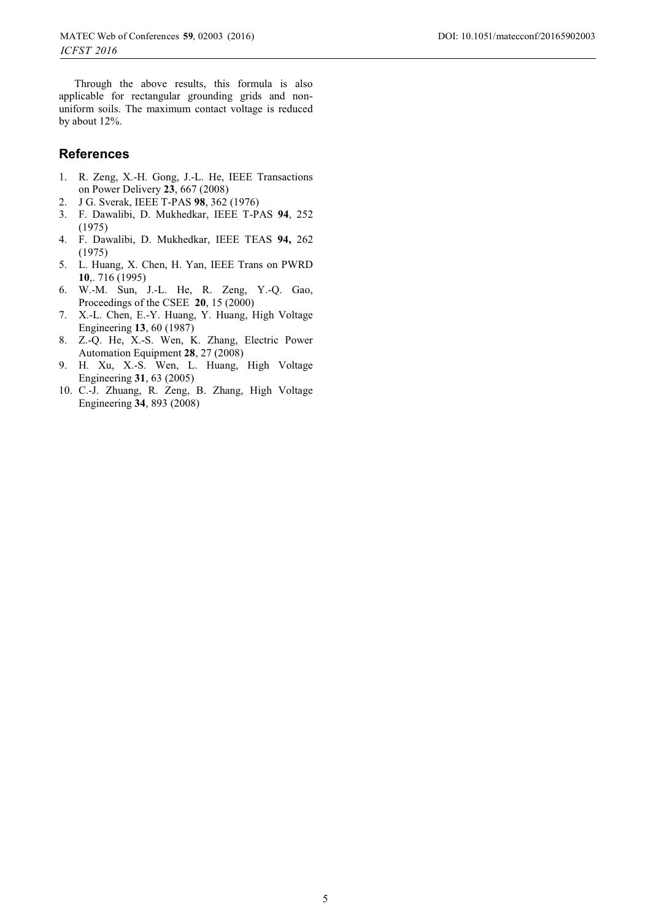Through the above results, this formula is also applicable for rectangular grounding grids and non-uniform soils. The maximum contact voltage is reduced by about 12%.

## References

1. R. Zeng, X.-H. Gong, J.-L. He, IEEE Transactions on Power Delivery **23**, 667 (2008)
2. J G. Sverak, IEEE T-PAS **98**, 362 (1976)
3. F. Dawalibi, D. Mukhedkar, IEEE T-PAS **94**, 252 (1975)
4. F. Dawalibi, D. Mukhedkar, IEEE TEAS **94,** 262 (1975)
5. L. Huang, X. Chen, H. Yan, IEEE Trans on PWRD **10**,. 716 (1995)
6. W.-M. Sun, J.-L. He, R. Zeng, Y.-Q. Gao, Proceedings of the CSEE **20**, 15 (2000)
7. X.-L. Chen, E.-Y. Huang, Y. Huang, High Voltage Engineering **13**, 60 (1987)
8. Z.-Q. He, X.-S. Wen, K. Zhang, Electric Power Automation Equipment **28**, 27 (2008)
9. H. Xu, X.-S. Wen, L. Huang, High Voltage Engineering **31**, 63 (2005)
10. C.-J. Zhuang, R. Zeng, B. Zhang, High Voltage Engineering **34**, 893 (2008)